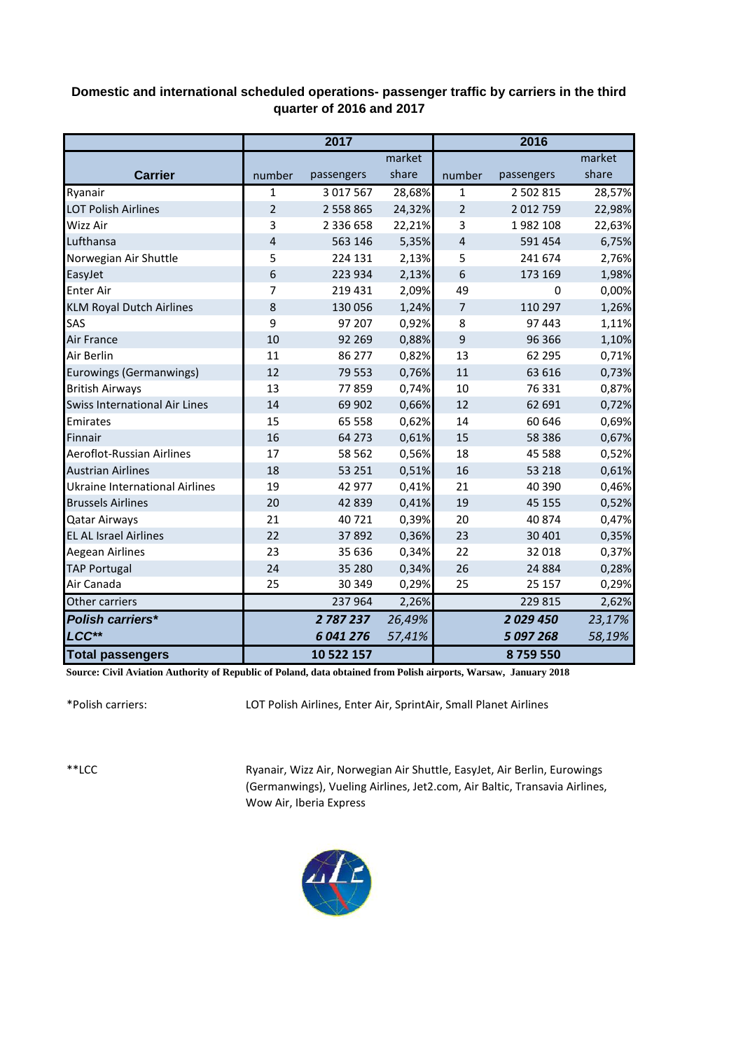## Domestic and international scheduled operations- passenger traffic by carriers in the third quarter of 2016 and 2017

| Carrier | 2017 | | | 2016 | | |
|---|---|---|---|---|---|---|
| | number | passengers | market share | number | passengers | market share |
| Ryanair | 1 | 3 017 567 | 28,68% | 1 | 2 502 815 | 28,57% |
| LOT Polish Airlines | 2 | 2 558 865 | 24,32% | 2 | 2 012 759 | 22,98% |
| Wizz Air | 3 | 2 336 658 | 22,21% | 3 | 1 982 108 | 22,63% |
| Lufthansa | 4 | 563 146 | 5,35% | 4 | 591 454 | 6,75% |
| Norwegian Air Shuttle | 5 | 224 131 | 2,13% | 5 | 241 674 | 2,76% |
| EasyJet | 6 | 223 934 | 2,13% | 6 | 173 169 | 1,98% |
| Enter Air | 7 | 219 431 | 2,09% | 49 | 0 | 0,00% |
| KLM Royal Dutch Airlines | 8 | 130 056 | 1,24% | 7 | 110 297 | 1,26% |
| SAS | 9 | 97 207 | 0,92% | 8 | 97 443 | 1,11% |
| Air France | 10 | 92 269 | 0,88% | 9 | 96 366 | 1,10% |
| Air Berlin | 11 | 86 277 | 0,82% | 13 | 62 295 | 0,71% |
| Eurowings (Germanwings) | 12 | 79 553 | 0,76% | 11 | 63 616 | 0,73% |
| British Airways | 13 | 77 859 | 0,74% | 10 | 76 331 | 0,87% |
| Swiss International Air Lines | 14 | 69 902 | 0,66% | 12 | 62 691 | 0,72% |
| Emirates | 15 | 65 558 | 0,62% | 14 | 60 646 | 0,69% |
| Finnair | 16 | 64 273 | 0,61% | 15 | 58 386 | 0,67% |
| Aeroflot-Russian Airlines | 17 | 58 562 | 0,56% | 18 | 45 588 | 0,52% |
| Austrian Airlines | 18 | 53 251 | 0,51% | 16 | 53 218 | 0,61% |
| Ukraine International Airlines | 19 | 42 977 | 0,41% | 21 | 40 390 | 0,46% |
| Brussels Airlines | 20 | 42 839 | 0,41% | 19 | 45 155 | 0,52% |
| Qatar Airways | 21 | 40 721 | 0,39% | 20 | 40 874 | 0,47% |
| EL AL Israel Airlines | 22 | 37 892 | 0,36% | 23 | 30 401 | 0,35% |
| Aegean Airlines | 23 | 35 636 | 0,34% | 22 | 32 018 | 0,37% |
| TAP Portugal | 24 | 35 280 | 0,34% | 26 | 24 884 | 0,28% |
| Air Canada | 25 | 30 349 | 0,29% | 25 | 25 157 | 0,29% |
| Other carriers | | 237 964 | 2,26% | | 229 815 | 2,62% |
| ***Polish carriers**** | | ***2 787 237*** | *26,49%* | | ***2 029 450*** | *23,17%* |
| ***LCC***** | | ***6 041 276*** | *57,41%* | | ***5 097 268*** | *58,19%* |
| **Total passengers** | | **10 522 157** | | | **8 759 550** | |

**Source: Civil Aviation Authority of Republic of Poland, data obtained from Polish airports, Warsaw, January 2018**

*Polish carriers: LOT Polish Airlines, Enter Air, SprintAir, Small Planet Airlines

**LCC Ryanair, Wizz Air, Norwegian Air Shuttle, EasyJet, Air Berlin, Eurowings (Germanwings), Vueling Airlines, Jet2.com, Air Baltic, Transavia Airlines, Wow Air, Iberia Express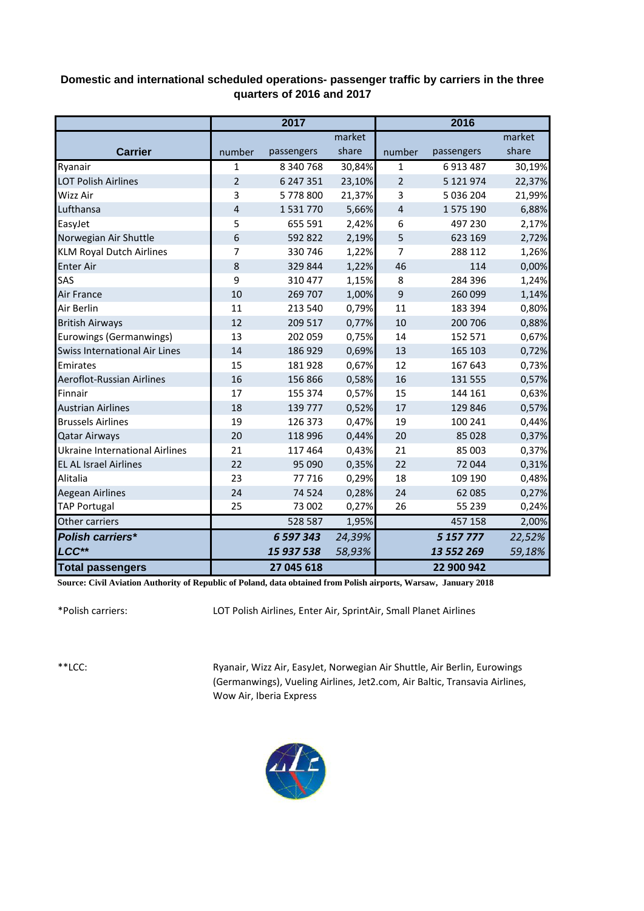**Domestic and international scheduled operations- passenger traffic by carriers in the three quarters of 2016 and 2017**

| | 2017 | | | 2016 | | |
|---|---|---|---|---|---|---|
| **Carrier** | number | passengers | market share | number | passengers | market share |
| Ryanair | 1 | 8 340 768 | 30,84% | 1 | 6 913 487 | 30,19% |
| LOT Polish Airlines | 2 | 6 247 351 | 23,10% | 2 | 5 121 974 | 22,37% |
| Wizz Air | 3 | 5 778 800 | 21,37% | 3 | 5 036 204 | 21,99% |
| Lufthansa | 4 | 1 531 770 | 5,66% | 4 | 1 575 190 | 6,88% |
| EasyJet | 5 | 655 591 | 2,42% | 6 | 497 230 | 2,17% |
| Norwegian Air Shuttle | 6 | 592 822 | 2,19% | 5 | 623 169 | 2,72% |
| KLM Royal Dutch Airlines | 7 | 330 746 | 1,22% | 7 | 288 112 | 1,26% |
| Enter Air | 8 | 329 844 | 1,22% | 46 | 114 | 0,00% |
| SAS | 9 | 310 477 | 1,15% | 8 | 284 396 | 1,24% |
| Air France | 10 | 269 707 | 1,00% | 9 | 260 099 | 1,14% |
| Air Berlin | 11 | 213 540 | 0,79% | 11 | 183 394 | 0,80% |
| British Airways | 12 | 209 517 | 0,77% | 10 | 200 706 | 0,88% |
| Eurowings (Germanwings) | 13 | 202 059 | 0,75% | 14 | 152 571 | 0,67% |
| Swiss International Air Lines | 14 | 186 929 | 0,69% | 13 | 165 103 | 0,72% |
| Emirates | 15 | 181 928 | 0,67% | 12 | 167 643 | 0,73% |
| Aeroflot-Russian Airlines | 16 | 156 866 | 0,58% | 16 | 131 555 | 0,57% |
| Finnair | 17 | 155 374 | 0,57% | 15 | 144 161 | 0,63% |
| Austrian Airlines | 18 | 139 777 | 0,52% | 17 | 129 846 | 0,57% |
| Brussels Airlines | 19 | 126 373 | 0,47% | 19 | 100 241 | 0,44% |
| Qatar Airways | 20 | 118 996 | 0,44% | 20 | 85 028 | 0,37% |
| Ukraine International Airlines | 21 | 117 464 | 0,43% | 21 | 85 003 | 0,37% |
| EL AL Israel Airlines | 22 | 95 090 | 0,35% | 22 | 72 044 | 0,31% |
| Alitalia | 23 | 77 716 | 0,29% | 18 | 109 190 | 0,48% |
| Aegean Airlines | 24 | 74 524 | 0,28% | 24 | 62 085 | 0,27% |
| TAP Portugal | 25 | 73 002 | 0,27% | 26 | 55 239 | 0,24% |
| Other carriers | | 528 587 | 1,95% | | 457 158 | 2,00% |
| ***Polish carriers**** | | ***6 597 343*** | *24,39%* | | ***5 157 777*** | *22,52%* |
| ***LCC***** | | ***15 937 538*** | *58,93%* | | ***13 552 269*** | *59,18%* |
| **Total passengers** | | **27 045 618** | | | **22 900 942** | |

**Source: Civil Aviation Authority of Republic of Poland, data obtained from Polish airports, Warsaw, January 2018**

*Polish carriers: LOT Polish Airlines, Enter Air, SprintAir, Small Planet Airlines

**LCC: Ryanair, Wizz Air, EasyJet, Norwegian Air Shuttle, Air Berlin, Eurowings (Germanwings), Vueling Airlines, Jet2.com, Air Baltic, Transavia Airlines, Wow Air, Iberia Express